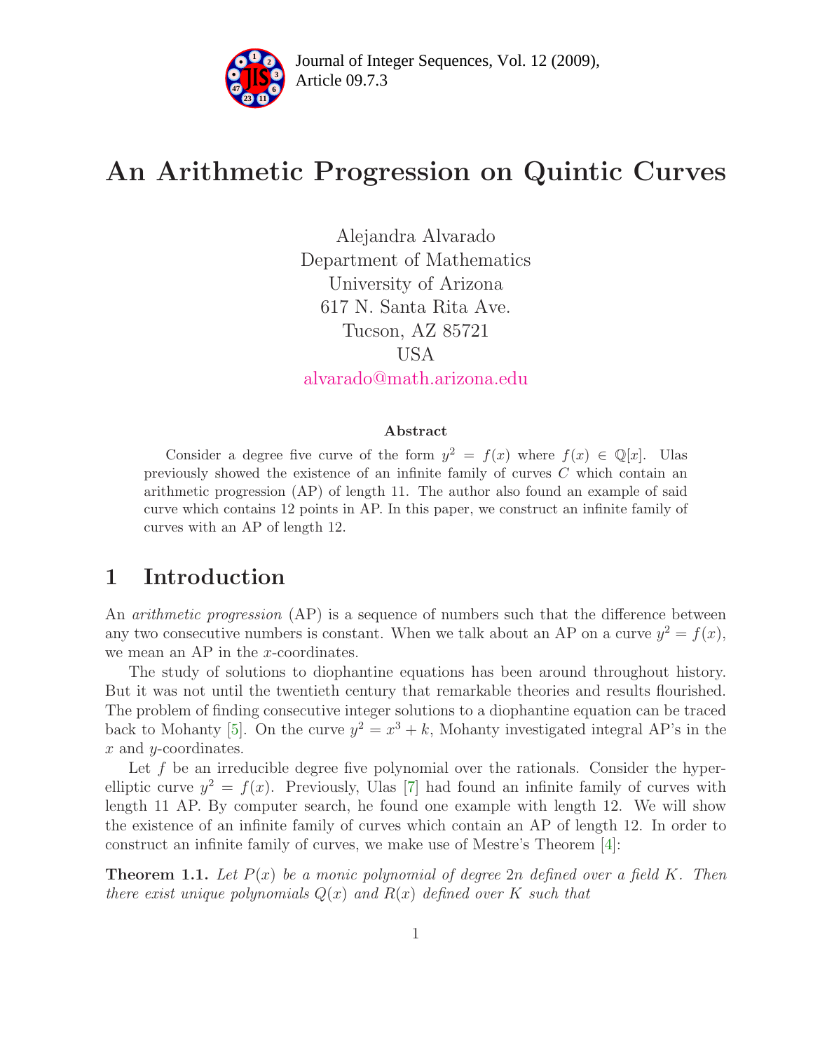# An Arithmetic Progression on Quintic Curves

Alejandra Alvarado
Department of Mathematics
University of Arizona
617 N. Santa Rita Ave.
Tucson, AZ 85721
USA
alvarado@math.arizona.edu

### Abstract

Consider a degree five curve of the form $y^2 = f(x)$ where $f(x) \in \mathbb{Q}[x]$. Ulas previously showed the existence of an infinite family of curves $C$ which contain an arithmetic progression (AP) of length 11. The author also found an example of said curve which contains 12 points in AP. In this paper, we construct an infinite family of curves with an AP of length 12.

## 1 Introduction

An *arithmetic progression* (AP) is a sequence of numbers such that the difference between any two consecutive numbers is constant. When we talk about an AP on a curve $y^2 = f(x)$, we mean an AP in the $x$-coordinates.

The study of solutions to diophantine equations has been around throughout history. But it was not until the twentieth century that remarkable theories and results flourished. The problem of finding consecutive integer solutions to a diophantine equation can be traced back to Mohanty [5]. On the curve $y^2 = x^3 + k$, Mohanty investigated integral AP's in the $x$ and $y$-coordinates.

Let $f$ be an irreducible degree five polynomial over the rationals. Consider the hyperelliptic curve $y^2 = f(x)$. Previously, Ulas [7] had found an infinite family of curves with length 11 AP. By computer search, he found one example with length 12. We will show the existence of an infinite family of curves which contain an AP of length 12. In order to construct an infinite family of curves, we make use of Mestre's Theorem [4]:

**Theorem 1.1.** *Let $P(x)$ be a monic polynomial of degree $2n$ defined over a field $K$. Then there exist unique polynomials $Q(x)$ and $R(x)$ defined over $K$ such that*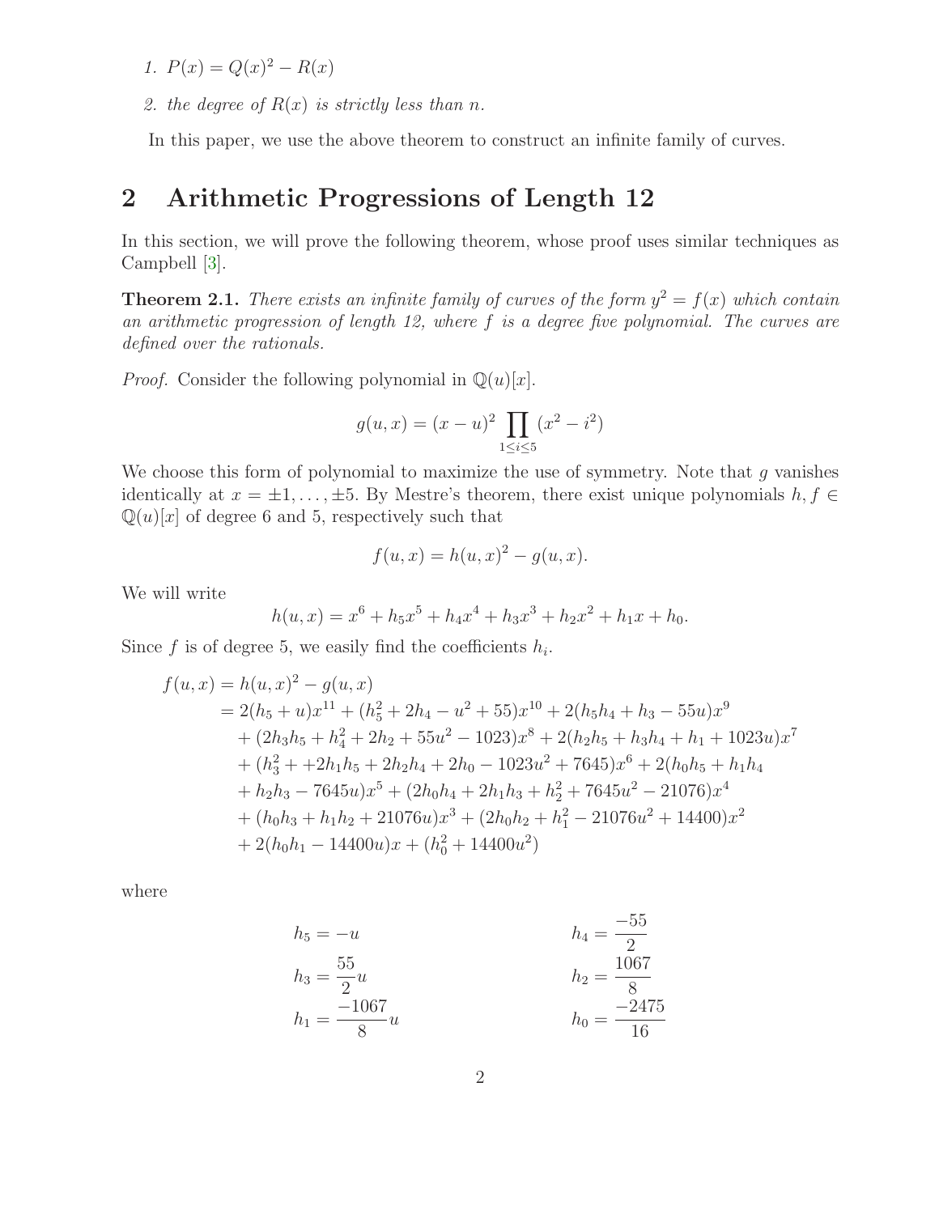1. $P(x) = Q(x)^2 - R(x)$

2. *the degree of* $R(x)$ *is strictly less than* $n$.

In this paper, we use the above theorem to construct an infinite family of curves.

## 2 Arithmetic Progressions of Length 12

In this section, we will prove the following theorem, whose proof uses similar techniques as Campbell [3].

**Theorem 2.1.** *There exists an infinite family of curves of the form* $y^2 = f(x)$ *which contain an arithmetic progression of length 12, where* $f$ *is a degree five polynomial. The curves are defined over the rationals.*

*Proof.* Consider the following polynomial in $\mathbb{Q}(u)[x]$.

$$g(u,x) = (x-u)^2 \prod_{1 \le i \le 5} (x^2 - i^2)$$

We choose this form of polynomial to maximize the use of symmetry. Note that $g$ vanishes identically at $x = \pm 1, \ldots, \pm 5$. By Mestre's theorem, there exist unique polynomials $h, f \in \mathbb{Q}(u)[x]$ of degree 6 and 5, respectively such that

$$f(u,x) = h(u,x)^2 - g(u,x).$$

We will write

$$h(u,x) = x^6 + h_5 x^5 + h_4 x^4 + h_3 x^3 + h_2 x^2 + h_1 x + h_0.$$

Since $f$ is of degree 5, we easily find the coefficients $h_i$.

$$\begin{aligned}
f(u,x) &= h(u,x)^2 - g(u,x) \\
&= 2(h_5 + u)x^{11} + (h_5^2 + 2h_4 - u^2 + 55)x^{10} + 2(h_5 h_4 + h_3 - 55u)x^9 \\
&\quad + (2h_3 h_5 + h_4^2 + 2h_2 + 55u^2 - 1023)x^8 + 2(h_2 h_5 + h_3 h_4 + h_1 + 1023u)x^7 \\
&\quad + (h_3^2 + +2h_1 h_5 + 2h_2 h_4 + 2h_0 - 1023u^2 + 7645)x^6 + 2(h_0 h_5 + h_1 h_4 \\
&\quad + h_2 h_3 - 7645u)x^5 + (2h_0 h_4 + 2h_1 h_3 + h_2^2 + 7645u^2 - 21076)x^4 \\
&\quad + (h_0 h_3 + h_1 h_2 + 21076u)x^3 + (2h_0 h_2 + h_1^2 - 21076u^2 + 14400)x^2 \\
&\quad + 2(h_0 h_1 - 14400u)x + (h_0^2 + 14400u^2)
\end{aligned}$$

where

$$\begin{aligned}
h_5 &= -u & h_4 &= \frac{-55}{2} \\
h_3 &= \frac{55}{2}u & h_2 &= \frac{1067}{8} \\
h_1 &= \frac{-1067}{8}u & h_0 &= \frac{-2475}{16}
\end{aligned}$$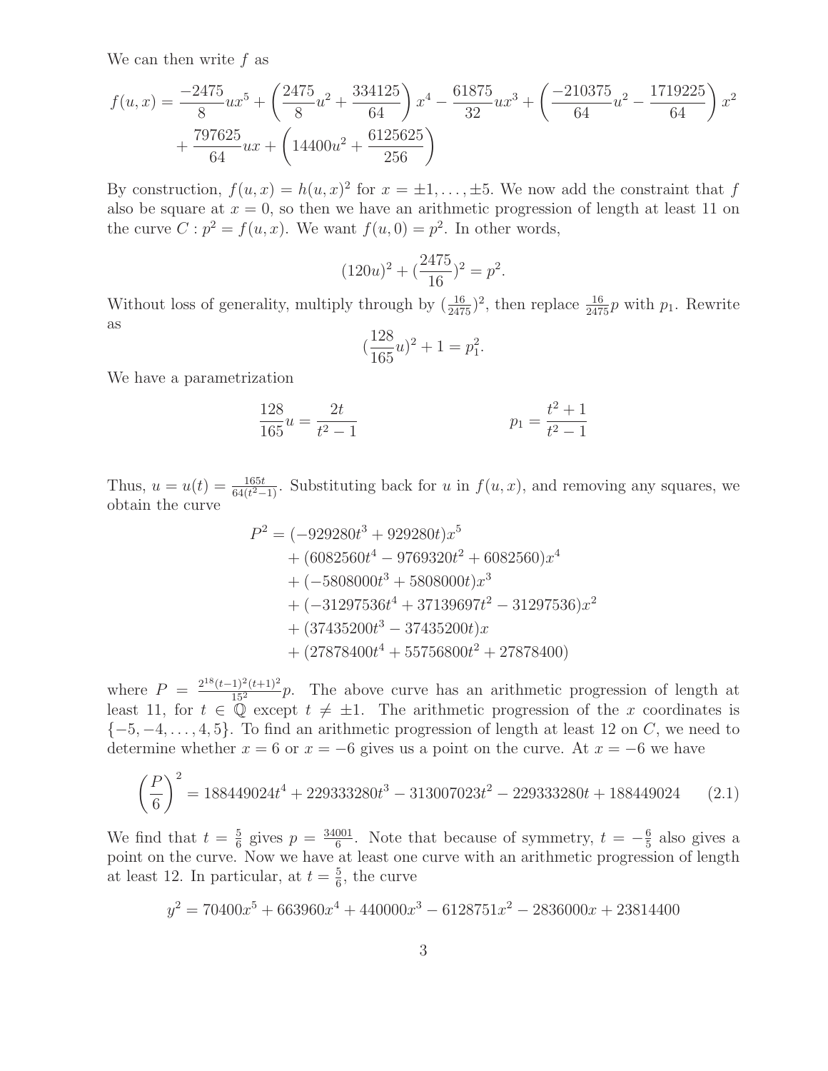We can then write $f$ as

$$
\begin{aligned}
f(u,x) = \frac{-2475}{8}ux^5 + \left(\frac{2475}{8}u^2 + \frac{334125}{64}\right)x^4 - \frac{61875}{32}ux^3 + \left(\frac{-210375}{64}u^2 - \frac{1719225}{64}\right)x^2 \\
+ \frac{797625}{64}ux + \left(14400u^2 + \frac{6125625}{256}\right)
\end{aligned}
$$

By construction, $f(u,x) = h(u,x)^2$ for $x = \pm 1, \ldots, \pm 5$. We now add the constraint that $f$ also be square at $x = 0$, so then we have an arithmetic progression of length at least 11 on the curve $C : p^2 = f(u,x)$. We want $f(u,0) = p^2$. In other words,

$$
(120u)^2 + (\frac{2475}{16})^2 = p^2.
$$

Without loss of generality, multiply through by $(\frac{16}{2475})^2$, then replace $\frac{16}{2475}p$ with $p_1$. Rewrite as

$$
(\frac{128}{165}u)^2 + 1 = p_1^2.
$$

We have a parametrization

$$
\frac{128}{165}u = \frac{2t}{t^2-1} \qquad\qquad p_1 = \frac{t^2+1}{t^2-1}
$$

Thus, $u = u(t) = \frac{165t}{64(t^2-1)}$. Substituting back for $u$ in $f(u,x)$, and removing any squares, we obtain the curve

$$
\begin{aligned}
P^2 = & (-929280t^3 + 929280t)x^5 \\
& + (6082560t^4 - 9769320t^2 + 6082560)x^4 \\
& + (-5808000t^3 + 5808000t)x^3 \\
& + (-31297536t^4 + 37139697t^2 - 31297536)x^2 \\
& + (37435200t^3 - 37435200t)x \\
& + (27878400t^4 + 55756800t^2 + 27878400)
\end{aligned}
$$

where $P = \frac{2^{18}(t-1)^2(t+1)^2}{15^2}p$. The above curve has an arithmetic progression of length at least 11, for $t \in \mathbb{Q}$ except $t \neq \pm 1$. The arithmetic progression of the $x$ coordinates is $\{-5, -4, \ldots, 4, 5\}$. To find an arithmetic progression of length at least 12 on $C$, we need to determine whether $x = 6$ or $x = -6$ gives us a point on the curve. At $x = -6$ we have

$$
\left(\frac{P}{6}\right)^2 = 188449024t^4 + 229333280t^3 - 313007023t^2 - 229333280t + 188449024 \tag{2.1}
$$

We find that $t = \frac{5}{6}$ gives $p = \frac{34001}{6}$. Note that because of symmetry, $t = -\frac{6}{5}$ also gives a point on the curve. Now we have at least one curve with an arithmetic progression of length at least 12. In particular, at $t = \frac{5}{6}$, the curve

$$
y^2 = 70400x^5 + 663960x^4 + 440000x^3 - 6128751x^2 - 2836000x + 23814400
$$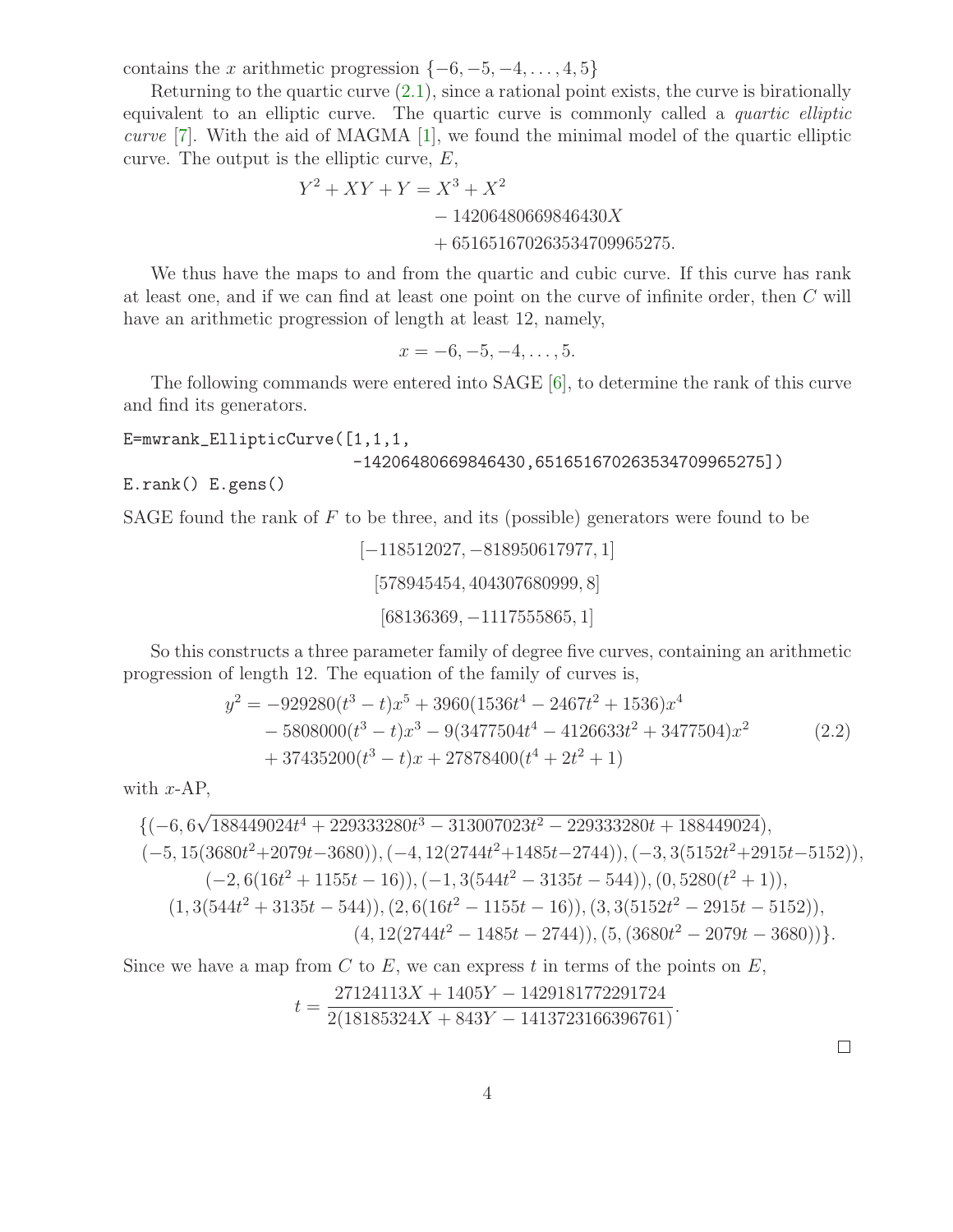contains the $x$ arithmetic progression $\{-6, -5, -4, \ldots, 4, 5\}$

Returning to the quartic curve (2.1), since a rational point exists, the curve is birationally equivalent to an elliptic curve. The quartic curve is commonly called a *quartic elliptic curve* [7]. With the aid of MAGMA [1], we found the minimal model of the quartic elliptic curve. The output is the elliptic curve, $E$,

$$\begin{aligned} Y^2 + XY + Y = X^3 &+ X^2 \\ &- 14206480669846430X \\ &+ 651651670263534709965275. \end{aligned}$$

We thus have the maps to and from the quartic and cubic curve. If this curve has rank at least one, and if we can find at least one point on the curve of infinite order, then $C$ will have an arithmetic progression of length at least 12, namely,

$$x = -6, -5, -4, \ldots, 5.$$

The following commands were entered into SAGE [6], to determine the rank of this curve and find its generators.

```
E=mwrank_EllipticCurve([1,1,1,
                        -14206480669846430,651651670263534709965275])
E.rank() E.gens()
```

SAGE found the rank of $F$ to be three, and its (possible) generators were found to be

$$[-118512027, -818950617977, 1]$$

$$[578945454, 404307680999, 8]$$

$$[68136369, -1117555865, 1]$$

So this constructs a three parameter family of degree five curves, containing an arithmetic progression of length 12. The equation of the family of curves is,

$$\begin{aligned} y^2 = &-929280(t^3 - t)x^5 + 3960(1536t^4 - 2467t^2 + 1536)x^4 \\ &- 5808000(t^3 - t)x^3 - 9(3477504t^4 - 4126633t^2 + 3477504)x^2 \\ &+ 37435200(t^3 - t)x + 27878400(t^4 + 2t^2 + 1) \end{aligned} \tag{2.2}$$

with $x$-AP,

$$\begin{aligned} \{&(-6, 6\sqrt{188449024t^4 + 229333280t^3 - 313007023t^2 - 229333280t + 188449024}), \\ &(-5, 15(3680t^2{+}2079t{-}3680)), (-4, 12(2744t^2{+}1485t{-}2744)), (-3, 3(5152t^2{+}2915t{-}5152)), \\ &(-2, 6(16t^2 + 1155t - 16)), (-1, 3(544t^2 - 3135t - 544)), (0, 5280(t^2 + 1)), \\ &(1, 3(544t^2 + 3135t - 544)), (2, 6(16t^2 - 1155t - 16)), (3, 3(5152t^2 - 2915t - 5152)), \\ &(4, 12(2744t^2 - 1485t - 2744)), (5, (3680t^2 - 2079t - 3680))\}. \end{aligned}$$

Since we have a map from $C$ to $E$, we can express $t$ in terms of the points on $E$,

$$t = \frac{27124113X + 1405Y - 1429181772291724}{2(18185324X + 843Y - 1413723166396761)}.$$

□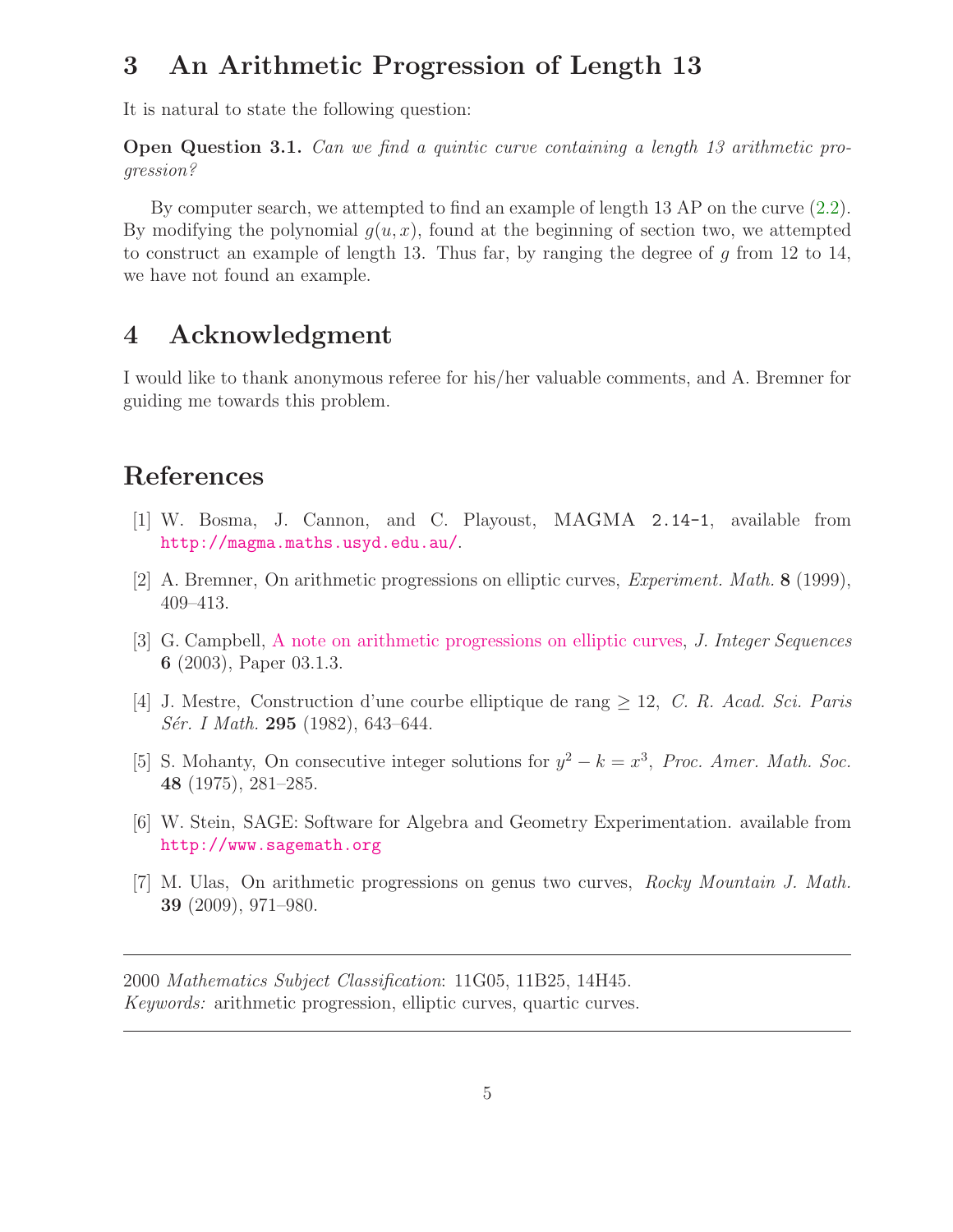## 3 An Arithmetic Progression of Length 13

It is natural to state the following question:

**Open Question 3.1.** *Can we find a quintic curve containing a length 13 arithmetic progression?*

By computer search, we attempted to find an example of length 13 AP on the curve (2.2). By modifying the polynomial $g(u, x)$, found at the beginning of section two, we attempted to construct an example of length 13. Thus far, by ranging the degree of $g$ from 12 to 14, we have not found an example.

## 4 Acknowledgment

I would like to thank anonymous referee for his/her valuable comments, and A. Bremner for guiding me towards this problem.

## References

[1] W. Bosma, J. Cannon, and C. Playoust, MAGMA 2.14-1, available from http://magma.maths.usyd.edu.au/.

[2] A. Bremner, On arithmetic progressions on elliptic curves, *Experiment. Math.* **8** (1999), 409–413.

[3] G. Campbell, A note on arithmetic progressions on elliptic curves, *J. Integer Sequences* **6** (2003), Paper 03.1.3.

[4] J. Mestre, Construction d'une courbe elliptique de rang $\geq 12$, *C. R. Acad. Sci. Paris Sér. I Math.* **295** (1982), 643–644.

[5] S. Mohanty, On consecutive integer solutions for $y^2 - k = x^3$, *Proc. Amer. Math. Soc.* **48** (1975), 281–285.

[6] W. Stein, SAGE: Software for Algebra and Geometry Experimentation. available from http://www.sagemath.org

[7] M. Ulas, On arithmetic progressions on genus two curves, *Rocky Mountain J. Math.* **39** (2009), 971–980.

---

2000 *Mathematics Subject Classification*: 11G05, 11B25, 14H45.
*Keywords:* arithmetic progression, elliptic curves, quartic curves.

---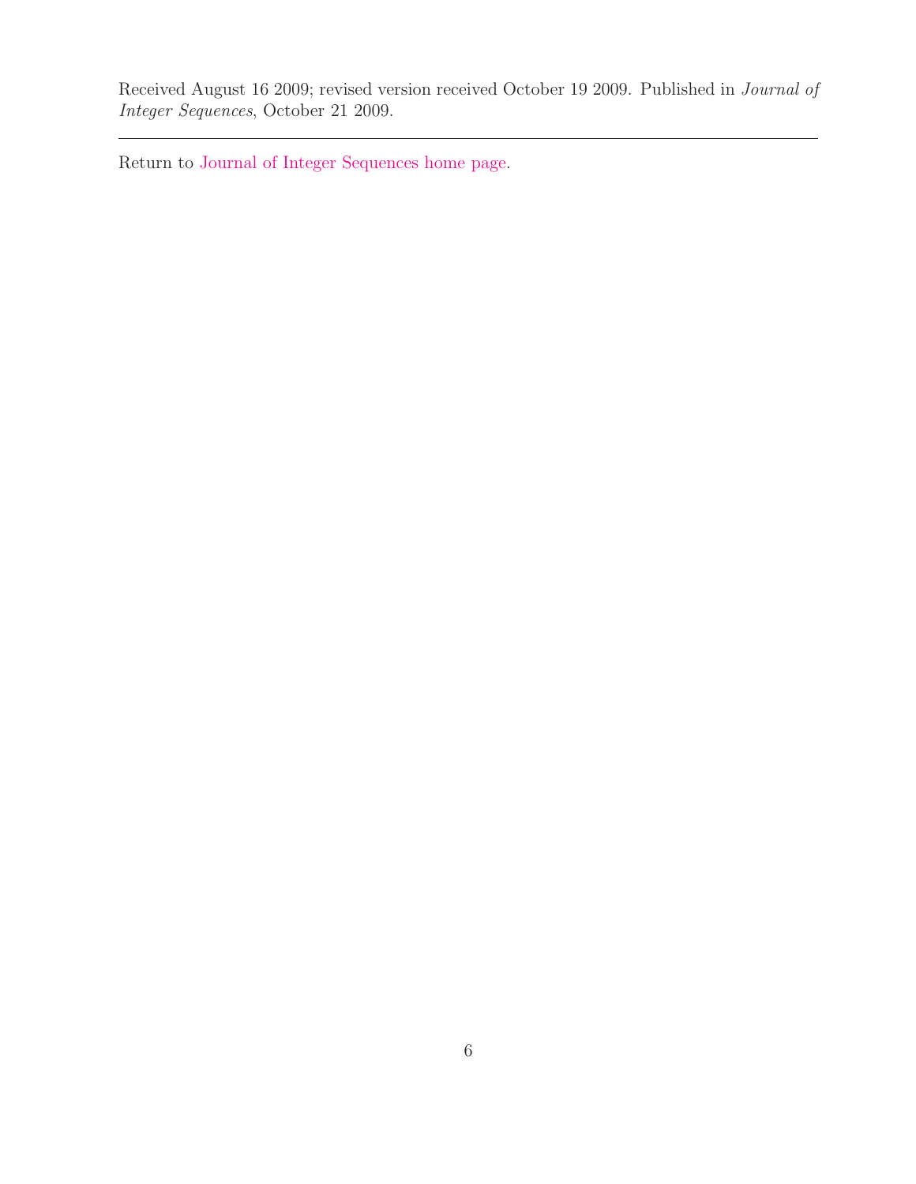Received August 16 2009; revised version received October 19 2009. Published in *Journal of Integer Sequences*, October 21 2009.

---

Return to Journal of Integer Sequences home page.